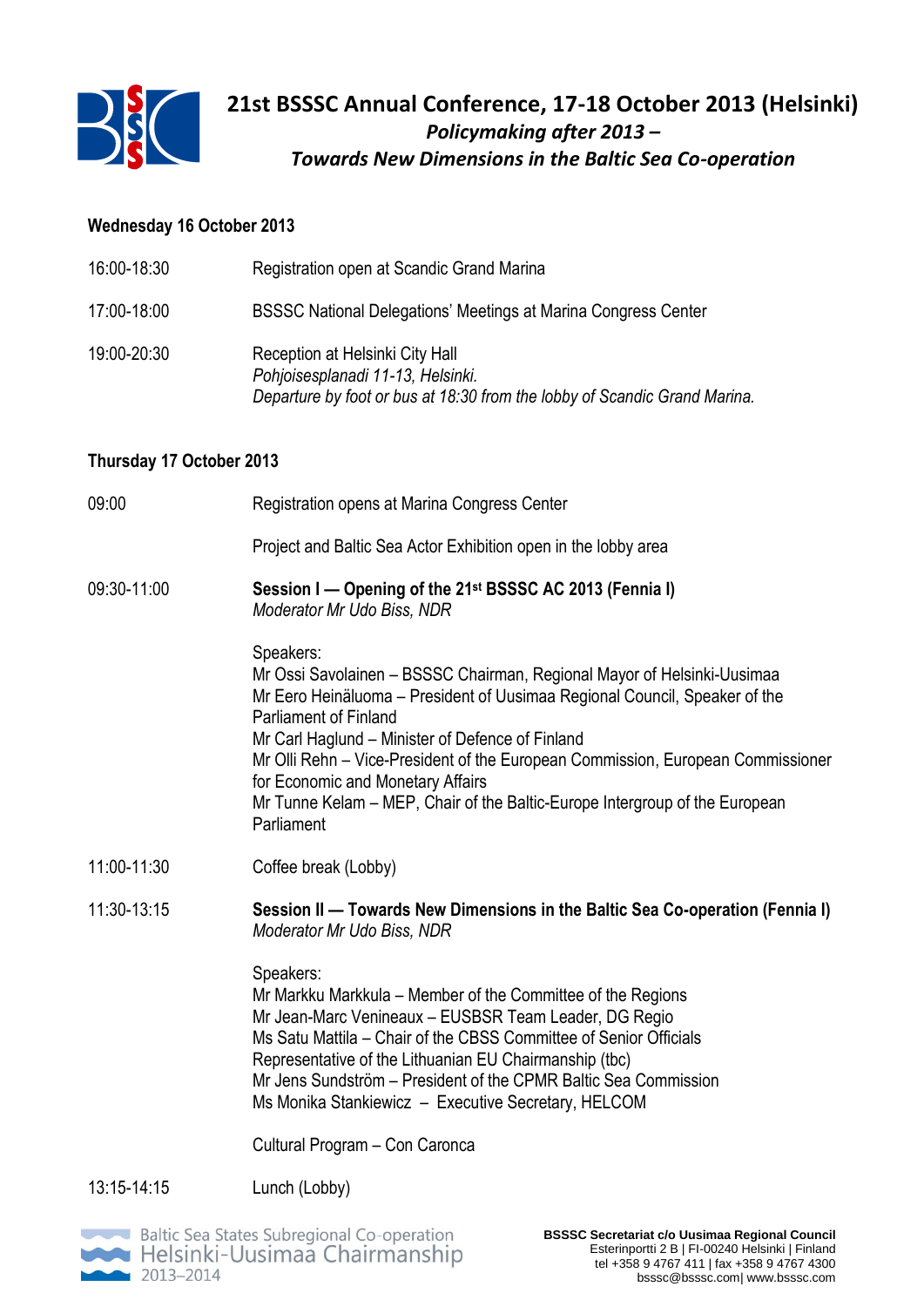# 21st BSSSC Annual Conference, 17-18 October 2013 (Helsinki)

***Policymaking after 2013 –***

***Towards New Dimensions in the Baltic Sea Co-operation***

## Wednesday 16 October 2013

| | |
|---|---|
| 16:00-18:30 | Registration open at Scandic Grand Marina |
| 17:00-18:00 | BSSSC National Delegations' Meetings at Marina Congress Center |
| 19:00-20:30 | Reception at Helsinki City Hall<br>*Pohjoisesplanadi 11-13, Helsinki.*<br>*Departure by foot or bus at 18:30 from the lobby of Scandic Grand Marina.* |

## Thursday 17 October 2013

| | |
|---|---|
| 09:00 | Registration opens at Marina Congress Center<br><br>Project and Baltic Sea Actor Exhibition open in the lobby area |
| 09:30-11:00 | **Session I — Opening of the 21st BSSSC AC 2013 (Fennia I)**<br>*Moderator Mr Udo Biss, NDR*<br><br>Speakers:<br>Mr Ossi Savolainen – BSSSC Chairman, Regional Mayor of Helsinki-Uusimaa<br>Mr Eero Heinäluoma – President of Uusimaa Regional Council, Speaker of the Parliament of Finland<br>Mr Carl Haglund – Minister of Defence of Finland<br>Mr Olli Rehn – Vice-President of the European Commission, European Commissioner for Economic and Monetary Affairs<br>Mr Tunne Kelam – MEP, Chair of the Baltic-Europe Intergroup of the European Parliament |
| 11:00-11:30 | Coffee break (Lobby) |
| 11:30-13:15 | **Session II — Towards New Dimensions in the Baltic Sea Co-operation (Fennia I)**<br>*Moderator Mr Udo Biss, NDR*<br><br>Speakers:<br>Mr Markku Markkula – Member of the Committee of the Regions<br>Mr Jean-Marc Venineaux – EUSBSR Team Leader, DG Regio<br>Ms Satu Mattila – Chair of the CBSS Committee of Senior Officials<br>Representative of the Lithuanian EU Chairmanship (tbc)<br>Mr Jens Sundström – President of the CPMR Baltic Sea Commission<br>Ms Monika Stankiewicz – Executive Secretary, HELCOM<br><br>Cultural Program – Con Caronca |
| 13:15-14:15 | Lunch (Lobby) |

Baltic Sea States Subregional Co-operation
Helsinki-Uusimaa Chairmanship
2013–2014

**BSSSC Secretariat c/o Uusimaa Regional Council**
Esterinportti 2 B | FI-00240 Helsinki | Finland
tel +358 9 4767 411 | fax +358 9 4767 4300
bsssc@bsssc.com| www.bsssc.com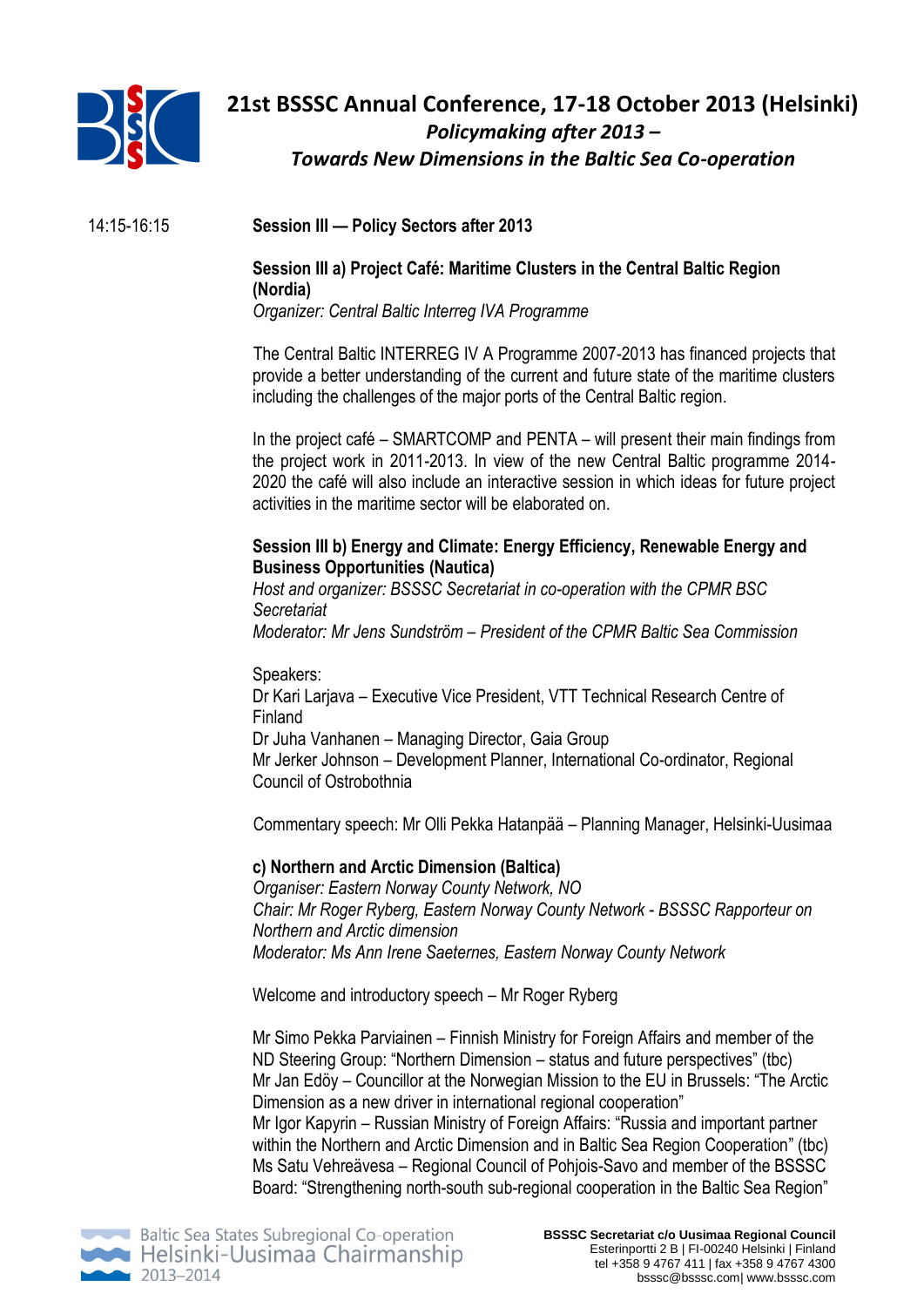14:15-16:15 **Session III — Policy Sectors after 2013**

**Session III a) Project Café: Maritime Clusters in the Central Baltic Region (Nordia)**
*Organizer: Central Baltic Interreg IVA Programme*

The Central Baltic INTERREG IV A Programme 2007-2013 has financed projects that provide a better understanding of the current and future state of the maritime clusters including the challenges of the major ports of the Central Baltic region.

In the project café – SMARTCOMP and PENTA – will present their main findings from the project work in 2011-2013. In view of the new Central Baltic programme 2014-2020 the café will also include an interactive session in which ideas for future project activities in the maritime sector will be elaborated on.

**Session III b) Energy and Climate: Energy Efficiency, Renewable Energy and Business Opportunities (Nautica)**
*Host and organizer: BSSSC Secretariat in co-operation with the CPMR BSC Secretariat*
*Moderator: Mr Jens Sundström – President of the CPMR Baltic Sea Commission*

Speakers:
Dr Kari Larjava – Executive Vice President, VTT Technical Research Centre of Finland
Dr Juha Vanhanen – Managing Director, Gaia Group
Mr Jerker Johnson – Development Planner, International Co-ordinator, Regional Council of Ostrobothnia

Commentary speech: Mr Olli Pekka Hatanpää – Planning Manager, Helsinki-Uusimaa

**c) Northern and Arctic Dimension (Baltica)**
*Organiser: Eastern Norway County Network, NO*
*Chair: Mr Roger Ryberg, Eastern Norway County Network - BSSSC Rapporteur on Northern and Arctic dimension*
*Moderator: Ms Ann Irene Saeternes, Eastern Norway County Network*

Welcome and introductory speech – Mr Roger Ryberg

Mr Simo Pekka Parviainen – Finnish Ministry for Foreign Affairs and member of the ND Steering Group: "Northern Dimension – status and future perspectives" (tbc)
Mr Jan Edöy – Councillor at the Norwegian Mission to the EU in Brussels: "The Arctic Dimension as a new driver in international regional cooperation"
Mr Igor Kapyrin – Russian Ministry of Foreign Affairs: "Russia and important partner within the Northern and Arctic Dimension and in Baltic Sea Region Cooperation" (tbc)
Ms Satu Vehreävesa – Regional Council of Pohjois-Savo and member of the BSSSC Board: "Strengthening north-south sub-regional cooperation in the Baltic Sea Region"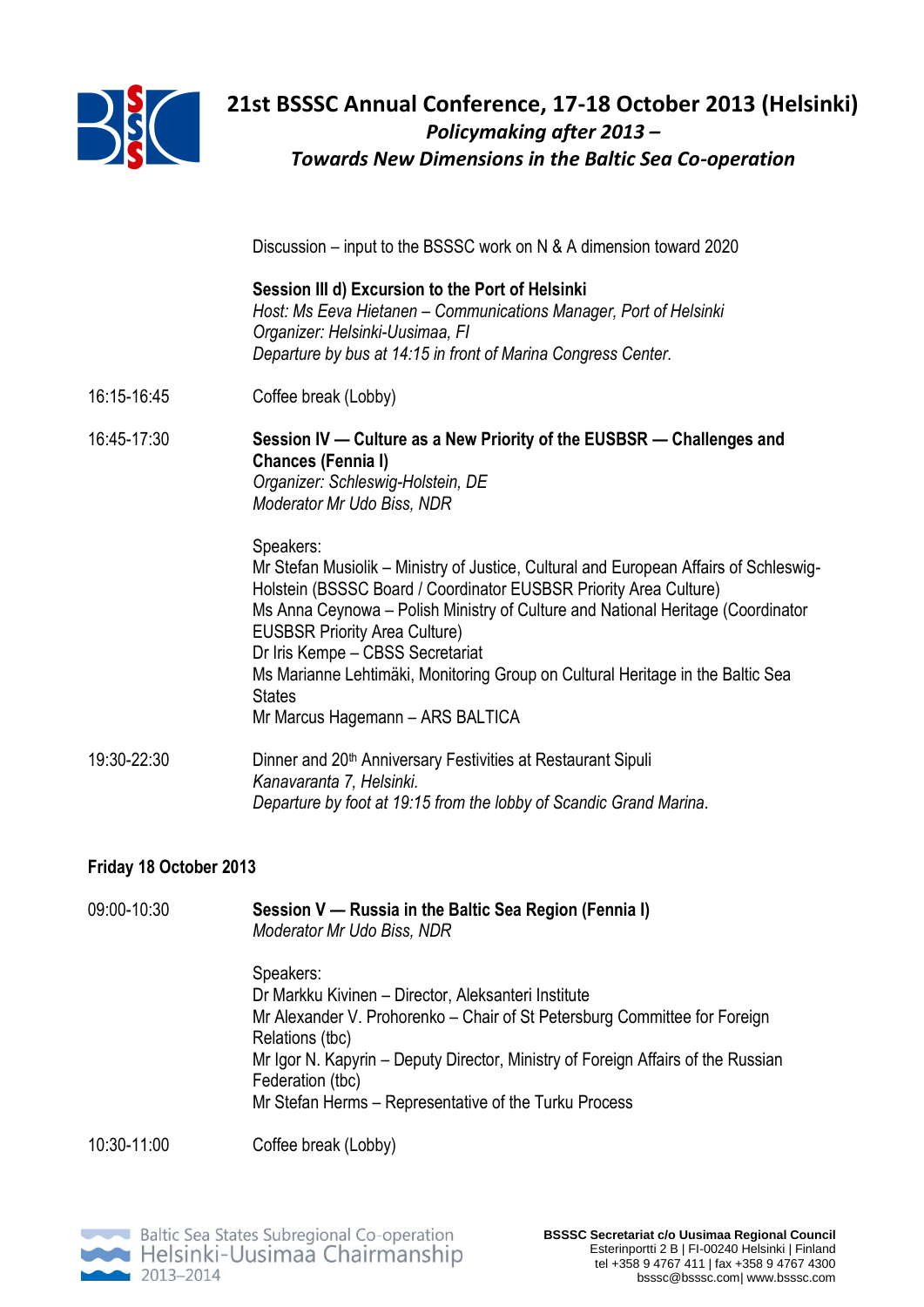Discussion – input to the BSSSC work on N & A dimension toward 2020

**Session III d) Excursion to the Port of Helsinki**
*Host: Ms Eeva Hietanen – Communications Manager, Port of Helsinki*
*Organizer: Helsinki-Uusimaa, FI*
*Departure by bus at 14:15 in front of Marina Congress Center.*

16:15-16:45 Coffee break (Lobby)

16:45-17:30 **Session IV — Culture as a New Priority of the EUSBSR — Challenges and Chances (Fennia I)**
*Organizer: Schleswig-Holstein, DE*
*Moderator Mr Udo Biss, NDR*

Speakers:
Mr Stefan Musiolik – Ministry of Justice, Cultural and European Affairs of Schleswig-Holstein (BSSSC Board / Coordinator EUSBSR Priority Area Culture)
Ms Anna Ceynowa – Polish Ministry of Culture and National Heritage (Coordinator EUSBSR Priority Area Culture)
Dr Iris Kempe – CBSS Secretariat
Ms Marianne Lehtimäki, Monitoring Group on Cultural Heritage in the Baltic Sea States
Mr Marcus Hagemann – ARS BALTICA

19:30-22:30 Dinner and 20th Anniversary Festivities at Restaurant Sipuli
*Kanavaranta 7, Helsinki.*
*Departure by foot at 19:15 from the lobby of Scandic Grand Marina.*

**Friday 18 October 2013**

09:00-10:30 **Session V — Russia in the Baltic Sea Region (Fennia I)**
*Moderator Mr Udo Biss, NDR*

Speakers:
Dr Markku Kivinen – Director, Aleksanteri Institute
Mr Alexander V. Prohorenko – Chair of St Petersburg Committee for Foreign Relations (tbc)
Mr Igor N. Kapyrin – Deputy Director, Ministry of Foreign Affairs of the Russian Federation (tbc)
Mr Stefan Herms – Representative of the Turku Process

10:30-11:00 Coffee break (Lobby)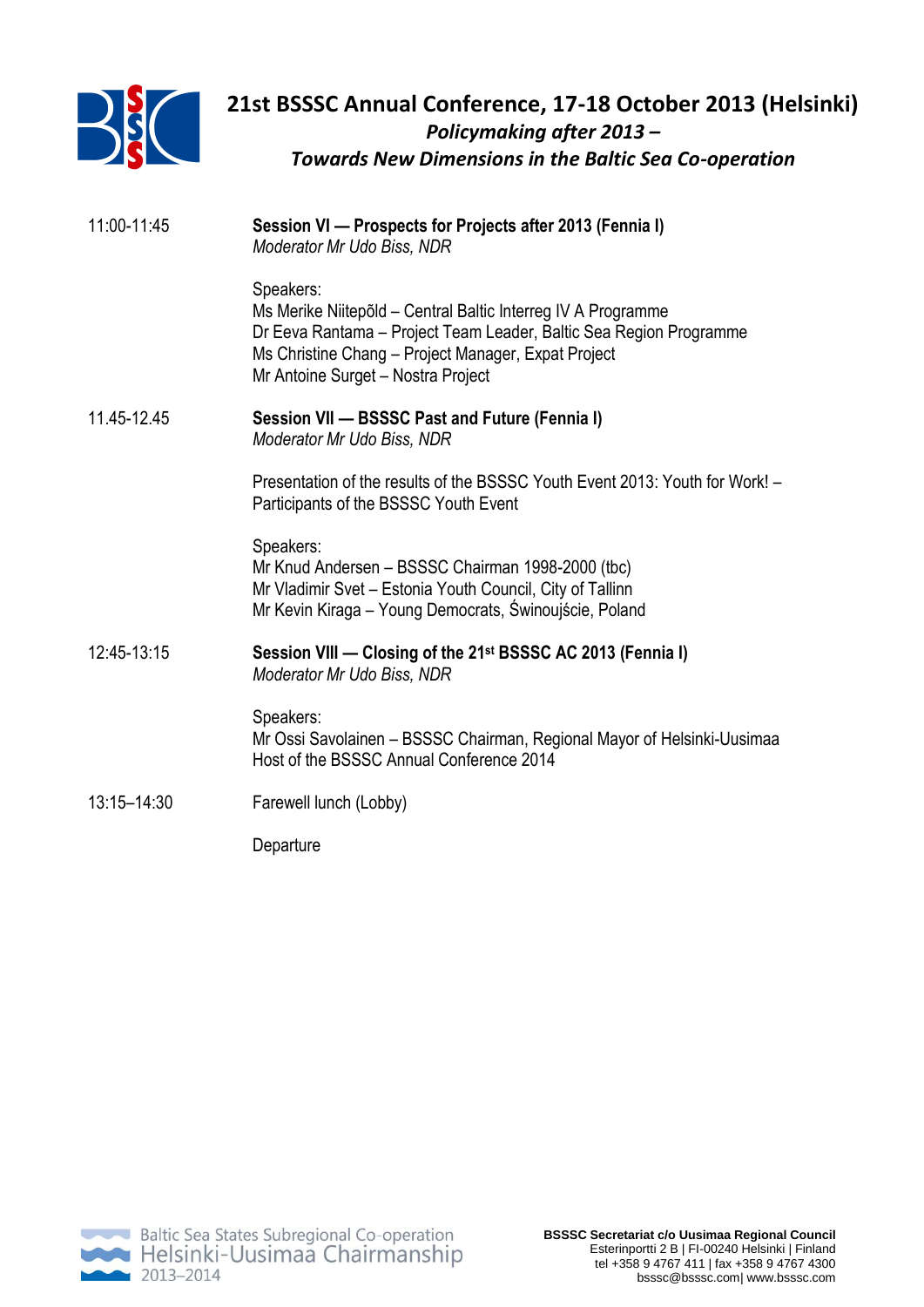# 21st BSSSC Annual Conference, 17-18 October 2013 (Helsinki)

***Policymaking after 2013 –***
***Towards New Dimensions in the Baltic Sea Co-operation***

11:00-11:45

**Session VI — Prospects for Projects after 2013 (Fennia I)**
*Moderator Mr Udo Biss, NDR*

Speakers:
Ms Merike Niitepõld – Central Baltic Interreg IV A Programme
Dr Eeva Rantama – Project Team Leader, Baltic Sea Region Programme
Ms Christine Chang – Project Manager, Expat Project
Mr Antoine Surget – Nostra Project

11.45-12.45

**Session VII — BSSSC Past and Future (Fennia I)**
*Moderator Mr Udo Biss, NDR*

Presentation of the results of the BSSSC Youth Event 2013: Youth for Work! – Participants of the BSSSC Youth Event

Speakers:
Mr Knud Andersen – BSSSC Chairman 1998-2000 (tbc)
Mr Vladimir Svet – Estonia Youth Council, City of Tallinn
Mr Kevin Kiraga – Young Democrats, Świnoujście, Poland

12:45-13:15

**Session VIII — Closing of the 21st BSSSC AC 2013 (Fennia I)**
*Moderator Mr Udo Biss, NDR*

Speakers:
Mr Ossi Savolainen – BSSSC Chairman, Regional Mayor of Helsinki-Uusimaa
Host of the BSSSC Annual Conference 2014

13:15–14:30

Farewell lunch (Lobby)

Departure

Baltic Sea States Subregional Co-operation
Helsinki-Uusimaa Chairmanship
2013–2014

**BSSSC Secretariat c/o Uusimaa Regional Council**
Esterinportti 2 B | FI-00240 Helsinki | Finland
tel +358 9 4767 411 | fax +358 9 4767 4300
bsssc@bsssc.com| www.bsssc.com